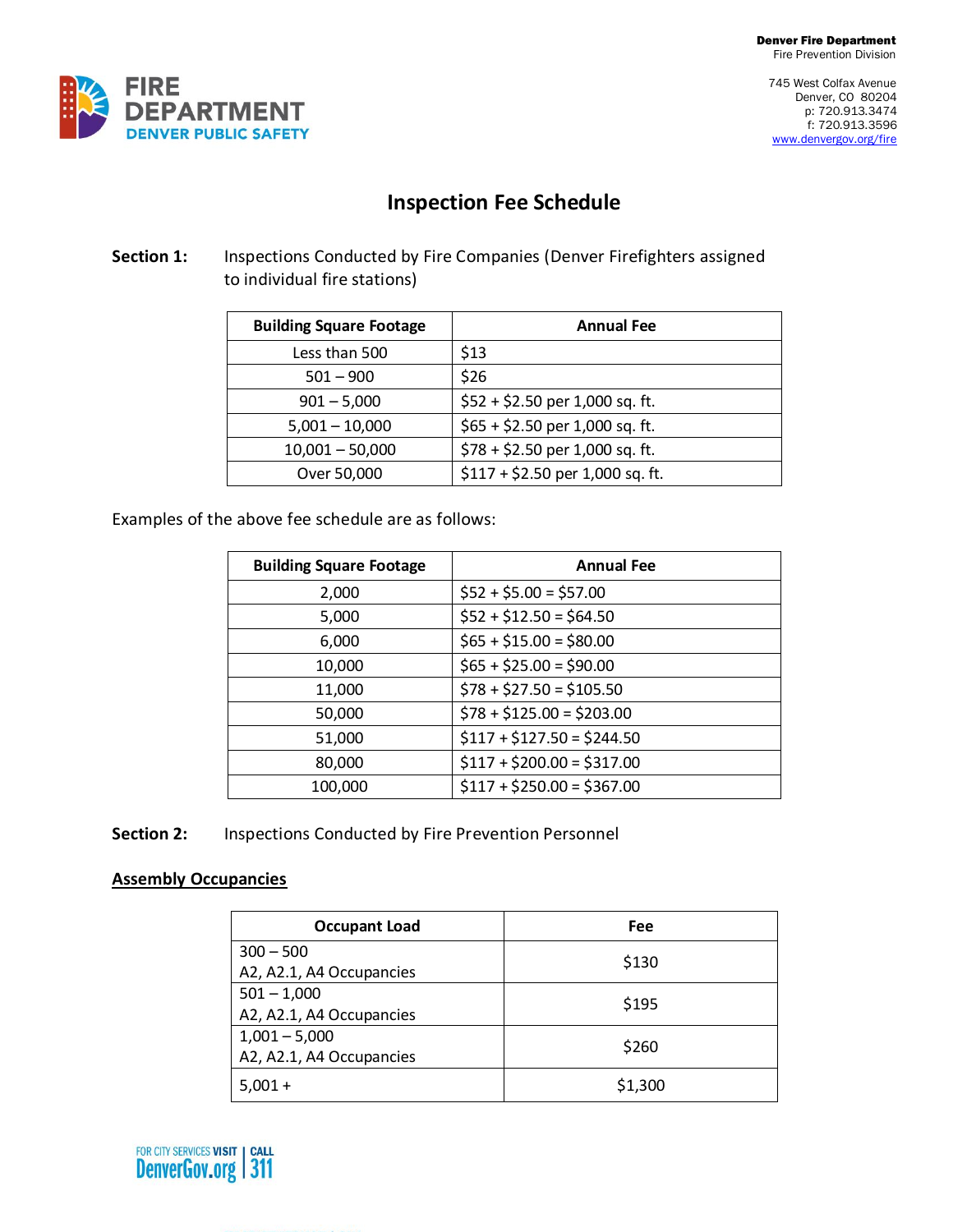Denver Fire Department
Fire Prevention Division

745 West Colfax Avenue
Denver, CO 80204
p: 720.913.3474
f: 720.913.3596
www.denvergov.org/fire

# Inspection Fee Schedule

**Section 1:** Inspections Conducted by Fire Companies (Denver Firefighters assigned to individual fire stations)

| Building Square Footage | Annual Fee |
|---|---|
| Less than 500 | $13 |
| 501 – 900 | $26 |
| 901 – 5,000 | $52 + $2.50 per 1,000 sq. ft. |
| 5,001 – 10,000 | $65 + $2.50 per 1,000 sq. ft. |
| 10,001 – 50,000 | $78 + $2.50 per 1,000 sq. ft. |
| Over 50,000 | $117 + $2.50 per 1,000 sq. ft. |

Examples of the above fee schedule are as follows:

| Building Square Footage | Annual Fee |
|---|---|
| 2,000 | $52 + $5.00 = $57.00 |
| 5,000 | $52 + $12.50 = $64.50 |
| 6,000 | $65 + $15.00 = $80.00 |
| 10,000 | $65 + $25.00 = $90.00 |
| 11,000 | $78 + $27.50 = $105.50 |
| 50,000 | $78 + $125.00 = $203.00 |
| 51,000 | $117 + $127.50 = $244.50 |
| 80,000 | $117 + $200.00 = $317.00 |
| 100,000 | $117 + $250.00 = $367.00 |

**Section 2:** Inspections Conducted by Fire Prevention Personnel

**Assembly Occupancies**

| Occupant Load | Fee |
|---|---|
| 300 – 500<br>A2, A2.1, A4 Occupancies | $130 |
| 501 – 1,000<br>A2, A2.1, A4 Occupancies | $195 |
| 1,001 – 5,000<br>A2, A2.1, A4 Occupancies | $260 |
| 5,001 + | $1,300 |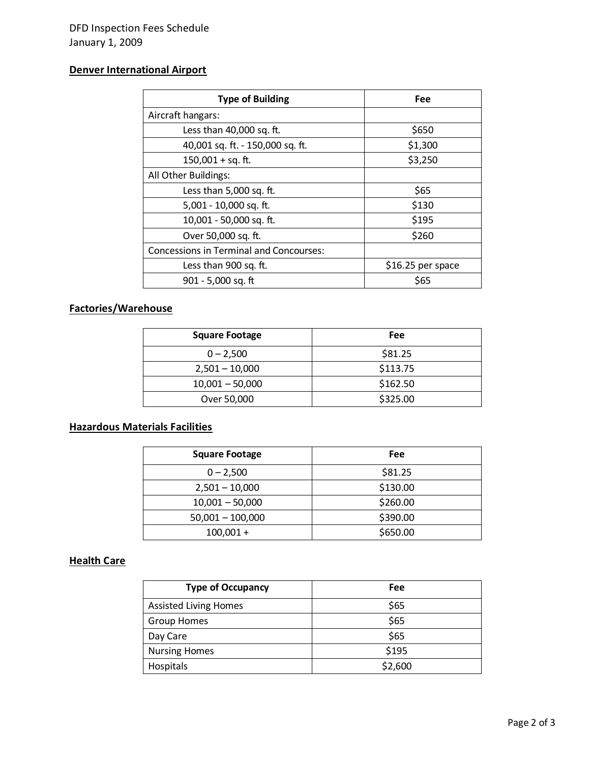DFD Inspection Fees Schedule
January 1, 2009

## Denver International Airport

| Type of Building | Fee |
|---|---|
| Aircraft hangars: | |
| Less than 40,000 sq. ft. | $650 |
| 40,001 sq. ft. - 150,000 sq. ft. | $1,300 |
| 150,001 + sq. ft. | $3,250 |
| All Other Buildings: | |
| Less than 5,000 sq. ft. | $65 |
| 5,001 - 10,000 sq. ft. | $130 |
| 10,001 - 50,000 sq. ft. | $195 |
| Over 50,000 sq. ft. | $260 |
| Concessions in Terminal and Concourses: | |
| Less than 900 sq. ft. | $16.25 per space |
| 901 - 5,000 sq. ft | $65 |

## Factories/Warehouse

| Square Footage | Fee |
|---|---|
| 0 – 2,500 | $81.25 |
| 2,501 – 10,000 | $113.75 |
| 10,001 – 50,000 | $162.50 |
| Over 50,000 | $325.00 |

## Hazardous Materials Facilities

| Square Footage | Fee |
|---|---|
| 0 – 2,500 | $81.25 |
| 2,501 – 10,000 | $130.00 |
| 10,001 – 50,000 | $260.00 |
| 50,001 – 100,000 | $390.00 |
| 100,001 + | $650.00 |

## Health Care

| Type of Occupancy | Fee |
|---|---|
| Assisted Living Homes | $65 |
| Group Homes | $65 |
| Day Care | $65 |
| Nursing Homes | $195 |
| Hospitals | $2,600 |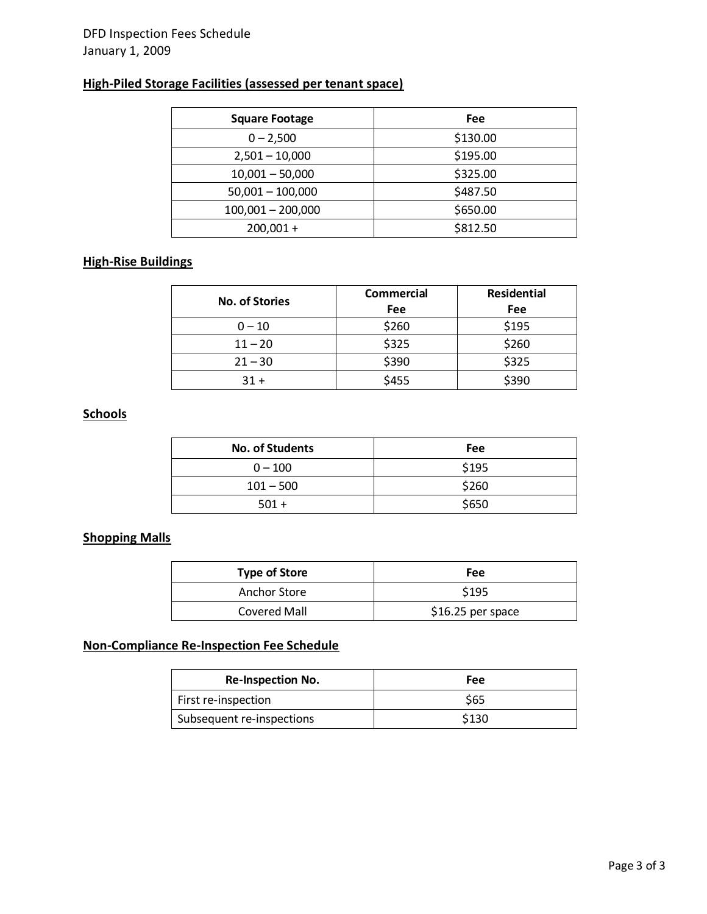DFD Inspection Fees Schedule
January 1, 2009

**High-Piled Storage Facilities (assessed per tenant space)**

| Square Footage | Fee |
|---|---|
| 0 – 2,500 | $130.00 |
| 2,501 – 10,000 | $195.00 |
| 10,001 – 50,000 | $325.00 |
| 50,001 – 100,000 | $487.50 |
| 100,001 – 200,000 | $650.00 |
| 200,001 + | $812.50 |

**High-Rise Buildings**

| No. of Stories | Commercial Fee | Residential Fee |
|---|---|---|
| 0 – 10 | $260 | $195 |
| 11 – 20 | $325 | $260 |
| 21 – 30 | $390 | $325 |
| 31 + | $455 | $390 |

**Schools**

| No. of Students | Fee |
|---|---|
| 0 – 100 | $195 |
| 101 – 500 | $260 |
| 501 + | $650 |

**Shopping Malls**

| Type of Store | Fee |
|---|---|
| Anchor Store | $195 |
| Covered Mall | $16.25 per space |

**Non-Compliance Re-Inspection Fee Schedule**

| Re-Inspection No. | Fee |
|---|---|
| First re-inspection | $65 |
| Subsequent re-inspections | $130 |